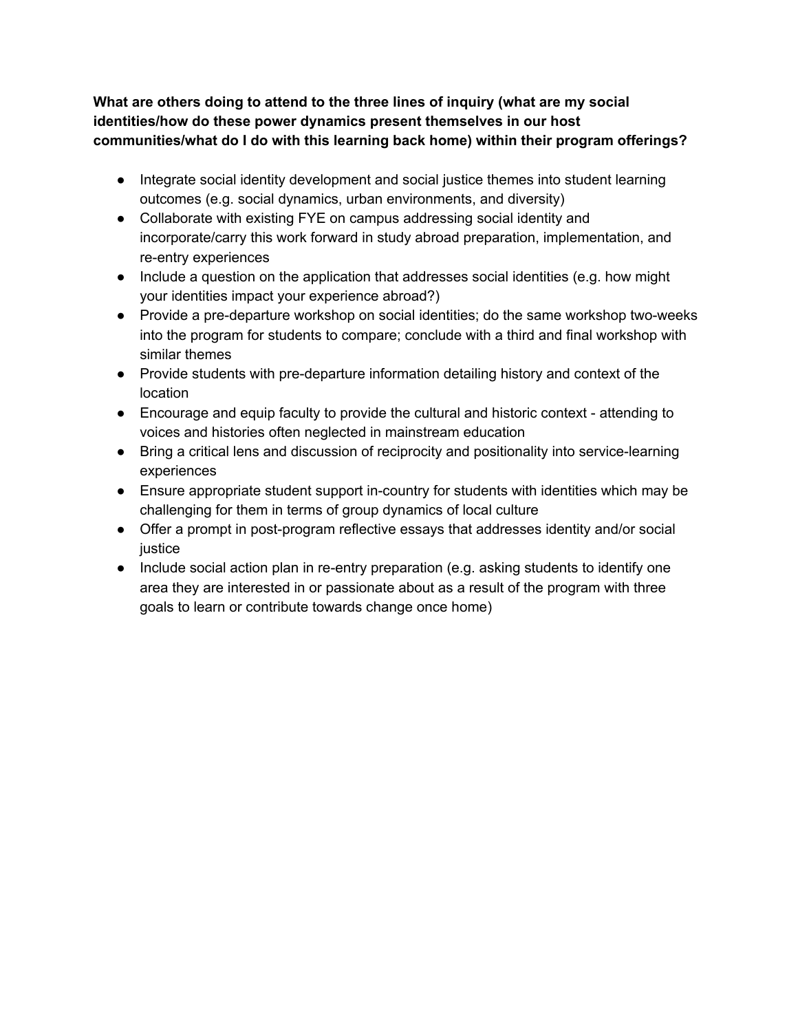**What are others doing to attend to the three lines of inquiry (what are my social identities/how do these power dynamics present themselves in our host communities/what do I do with this learning back home) within their program offerings?**

- Integrate social identity development and social justice themes into student learning outcomes (e.g. social dynamics, urban environments, and diversity)
- Collaborate with existing FYE on campus addressing social identity and incorporate/carry this work forward in study abroad preparation, implementation, and re-entry experiences
- Include a question on the application that addresses social identities (e.g. how might your identities impact your experience abroad?)
- Provide a pre-departure workshop on social identities; do the same workshop two-weeks into the program for students to compare; conclude with a third and final workshop with similar themes
- Provide students with pre-departure information detailing history and context of the location
- Encourage and equip faculty to provide the cultural and historic context - attending to voices and histories often neglected in mainstream education
- Bring a critical lens and discussion of reciprocity and positionality into service-learning experiences
- Ensure appropriate student support in-country for students with identities which may be challenging for them in terms of group dynamics of local culture
- Offer a prompt in post-program reflective essays that addresses identity and/or social justice
- Include social action plan in re-entry preparation (e.g. asking students to identify one area they are interested in or passionate about as a result of the program with three goals to learn or contribute towards change once home)